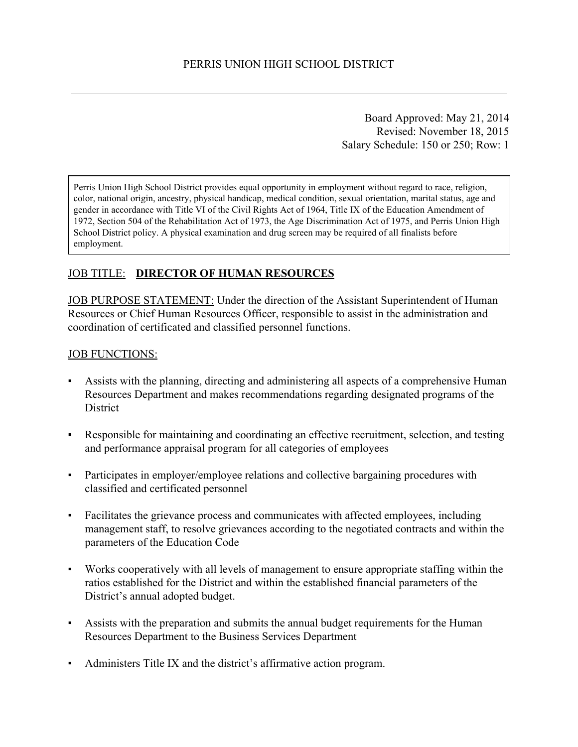# PERRIS UNION HIGH SCHOOL DISTRICT

Board Approved: May 21, 2014
Revised: November 18, 2015
Salary Schedule: 150 or 250; Row: 1

> Perris Union High School District provides equal opportunity in employment without regard to race, religion, color, national origin, ancestry, physical handicap, medical condition, sexual orientation, marital status, age and gender in accordance with Title VI of the Civil Rights Act of 1964, Title IX of the Education Amendment of 1972, Section 504 of the Rehabilitation Act of 1973, the Age Discrimination Act of 1975, and Perris Union High School District policy. A physical examination and drug screen may be required of all finalists before employment.

JOB TITLE: **DIRECTOR OF HUMAN RESOURCES**

JOB PURPOSE STATEMENT: Under the direction of the Assistant Superintendent of Human Resources or Chief Human Resources Officer, responsible to assist in the administration and coordination of certificated and classified personnel functions.

JOB FUNCTIONS:

- Assists with the planning, directing and administering all aspects of a comprehensive Human Resources Department and makes recommendations regarding designated programs of the District
- Responsible for maintaining and coordinating an effective recruitment, selection, and testing and performance appraisal program for all categories of employees
- Participates in employer/employee relations and collective bargaining procedures with classified and certificated personnel
- Facilitates the grievance process and communicates with affected employees, including management staff, to resolve grievances according to the negotiated contracts and within the parameters of the Education Code
- Works cooperatively with all levels of management to ensure appropriate staffing within the ratios established for the District and within the established financial parameters of the District's annual adopted budget.
- Assists with the preparation and submits the annual budget requirements for the Human Resources Department to the Business Services Department
- Administers Title IX and the district's affirmative action program.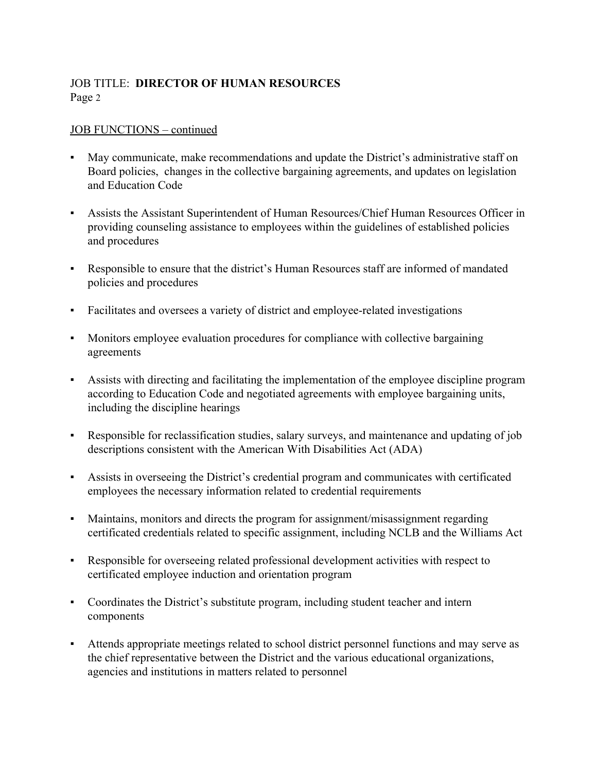JOB TITLE: **DIRECTOR OF HUMAN RESOURCES**

JOB FUNCTIONS – continued

- May communicate, make recommendations and update the District's administrative staff on Board policies, changes in the collective bargaining agreements, and updates on legislation and Education Code
- Assists the Assistant Superintendent of Human Resources/Chief Human Resources Officer in providing counseling assistance to employees within the guidelines of established policies and procedures
- Responsible to ensure that the district's Human Resources staff are informed of mandated policies and procedures
- Facilitates and oversees a variety of district and employee-related investigations
- Monitors employee evaluation procedures for compliance with collective bargaining agreements
- Assists with directing and facilitating the implementation of the employee discipline program according to Education Code and negotiated agreements with employee bargaining units, including the discipline hearings
- Responsible for reclassification studies, salary surveys, and maintenance and updating of job descriptions consistent with the American With Disabilities Act (ADA)
- Assists in overseeing the District's credential program and communicates with certificated employees the necessary information related to credential requirements
- Maintains, monitors and directs the program for assignment/misassignment regarding certificated credentials related to specific assignment, including NCLB and the Williams Act
- Responsible for overseeing related professional development activities with respect to certificated employee induction and orientation program
- Coordinates the District's substitute program, including student teacher and intern components
- Attends appropriate meetings related to school district personnel functions and may serve as the chief representative between the District and the various educational organizations, agencies and institutions in matters related to personnel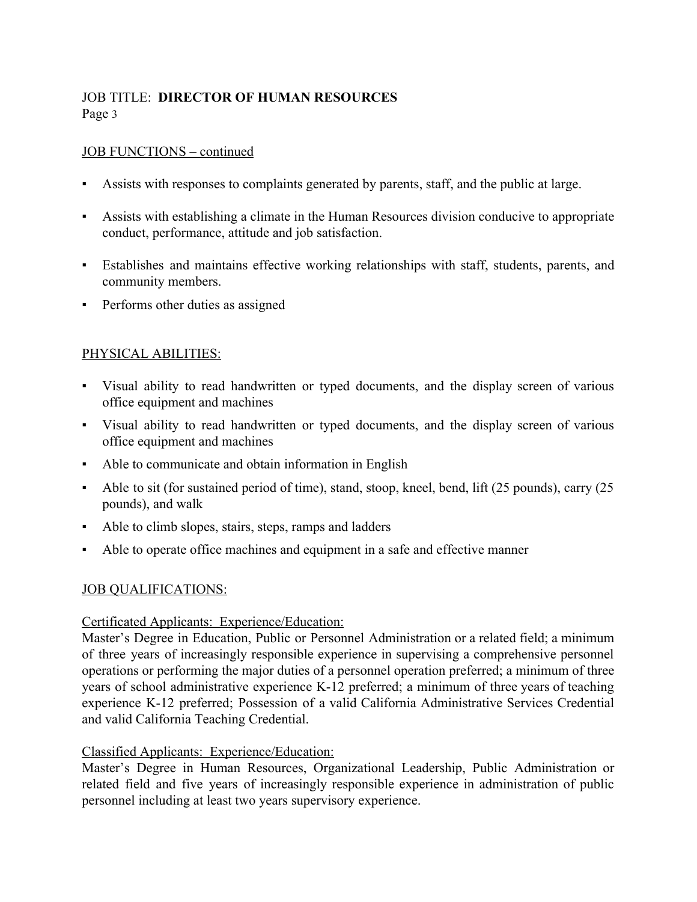## JOB FUNCTIONS – continued

- Assists with responses to complaints generated by parents, staff, and the public at large.
- Assists with establishing a climate in the Human Resources division conducive to appropriate conduct, performance, attitude and job satisfaction.
- Establishes and maintains effective working relationships with staff, students, parents, and community members.
- Performs other duties as assigned

## PHYSICAL ABILITIES:

- Visual ability to read handwritten or typed documents, and the display screen of various office equipment and machines
- Visual ability to read handwritten or typed documents, and the display screen of various office equipment and machines
- Able to communicate and obtain information in English
- Able to sit (for sustained period of time), stand, stoop, kneel, bend, lift (25 pounds), carry (25 pounds), and walk
- Able to climb slopes, stairs, steps, ramps and ladders
- Able to operate office machines and equipment in a safe and effective manner

## JOB QUALIFICATIONS:

### Certificated Applicants: Experience/Education:

Master's Degree in Education, Public or Personnel Administration or a related field; a minimum of three years of increasingly responsible experience in supervising a comprehensive personnel operations or performing the major duties of a personnel operation preferred; a minimum of three years of school administrative experience K-12 preferred; a minimum of three years of teaching experience K-12 preferred; Possession of a valid California Administrative Services Credential and valid California Teaching Credential.

### Classified Applicants: Experience/Education:

Master's Degree in Human Resources, Organizational Leadership, Public Administration or related field and five years of increasingly responsible experience in administration of public personnel including at least two years supervisory experience.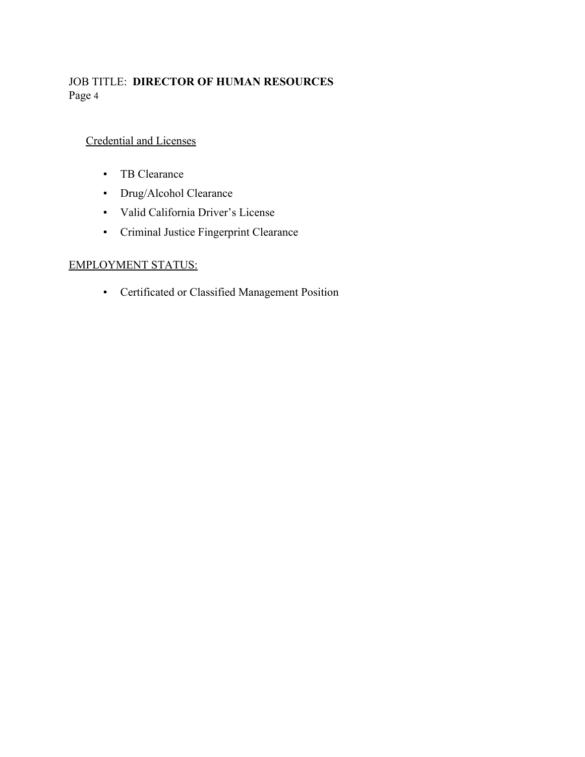Credential and Licenses

- TB Clearance
- Drug/Alcohol Clearance
- Valid California Driver's License
- Criminal Justice Fingerprint Clearance

EMPLOYMENT STATUS:

- Certificated or Classified Management Position